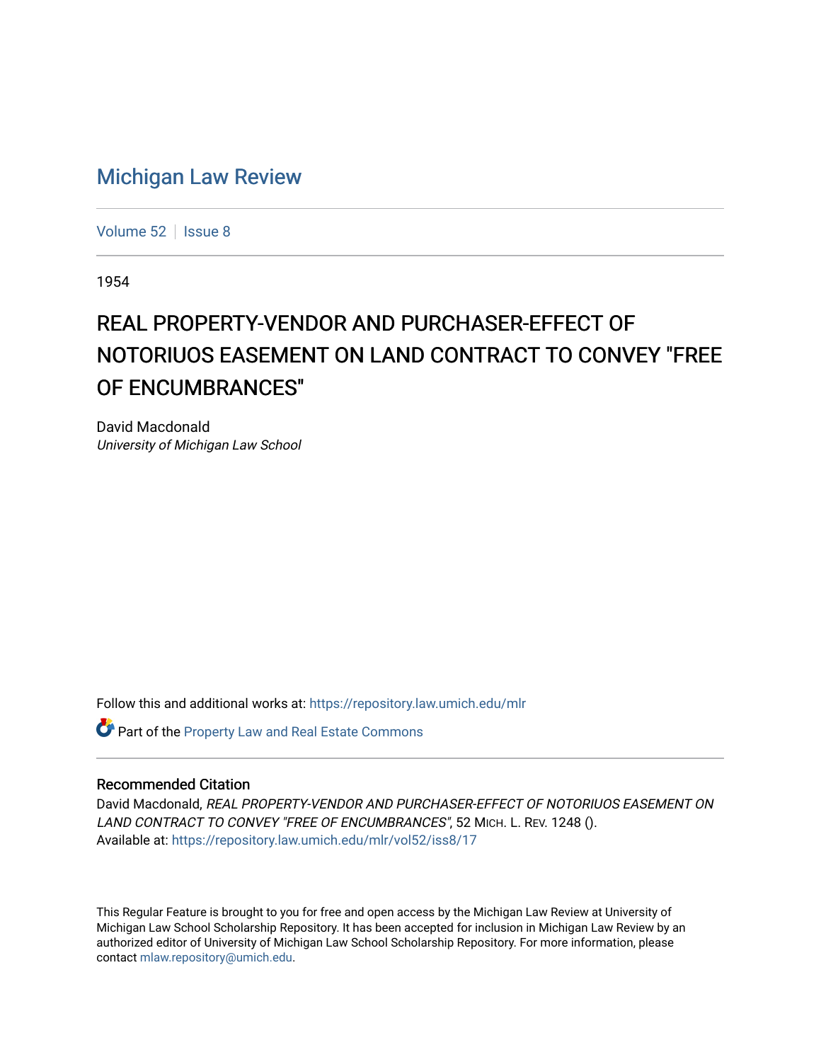# Michigan Law Review

Volume 52 | Issue 8

1954

## REAL PROPERTY-VENDOR AND PURCHASER-EFFECT OF NOTORIUOS EASEMENT ON LAND CONTRACT TO CONVEY "FREE OF ENCUMBRANCES"

David Macdonald
*University of Michigan Law School*

Follow this and additional works at: https://repository.law.umich.edu/mlr

Part of the Property Law and Real Estate Commons

### Recommended Citation

David Macdonald, *REAL PROPERTY-VENDOR AND PURCHASER-EFFECT OF NOTORIUOS EASEMENT ON LAND CONTRACT TO CONVEY "FREE OF ENCUMBRANCES"*, 52 MICH. L. REV. 1248 ().
Available at: https://repository.law.umich.edu/mlr/vol52/iss8/17

This Regular Feature is brought to you for free and open access by the Michigan Law Review at University of Michigan Law School Scholarship Repository. It has been accepted for inclusion in Michigan Law Review by an authorized editor of University of Michigan Law School Scholarship Repository. For more information, please contact mlaw.repository@umich.edu.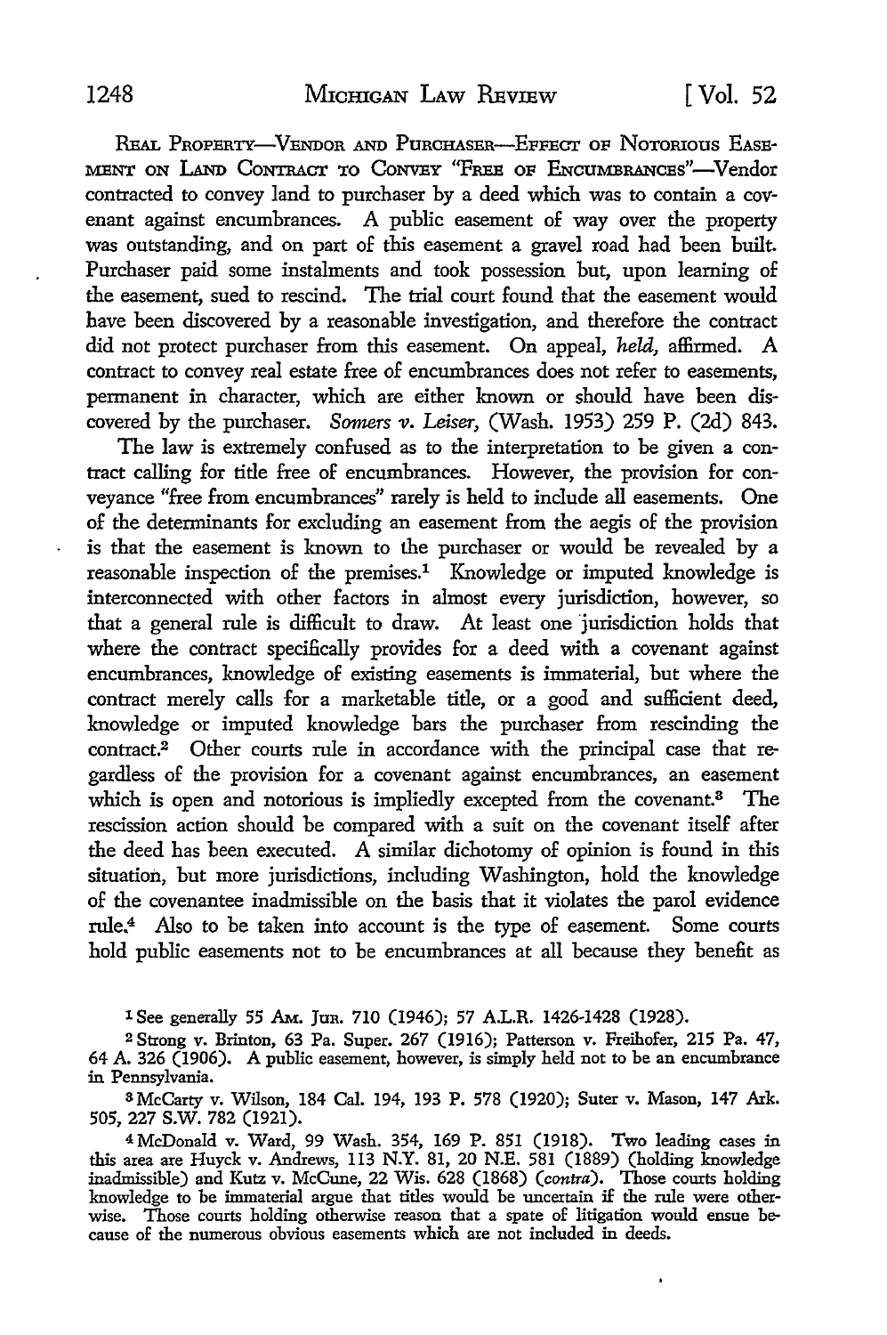REAL PROPERTY—VENDOR AND PURCHASER—EFFECT OF NOTORIOUS EASEMENT ON LAND CONTRACT TO CONVEY "FREE OF ENCUMBRANCES"—Vendor contracted to convey land to purchaser by a deed which was to contain a covenant against encumbrances. A public easement of way over the property was outstanding, and on part of this easement a gravel road had been built. Purchaser paid some instalments and took possession but, upon learning of the easement, sued to rescind. The trial court found that the easement would have been discovered by a reasonable investigation, and therefore the contract did not protect purchaser from this easement. On appeal, *held,* affirmed. A contract to convey real estate free of encumbrances does not refer to easements, permanent in character, which are either known or should have been discovered by the purchaser. *Somers v. Leiser,* (Wash. 1953) 259 P. (2d) 843.

The law is extremely confused as to the interpretation to be given a contract calling for title free of encumbrances. However, the provision for conveyance "free from encumbrances" rarely is held to include all easements. One of the determinants for excluding an easement from the aegis of the provision is that the easement is known to the purchaser or would be revealed by a reasonable inspection of the premises.[1] Knowledge or imputed knowledge is interconnected with other factors in almost every jurisdiction, however, so that a general rule is difficult to draw. At least one jurisdiction holds that where the contract specifically provides for a deed with a covenant against encumbrances, knowledge of existing easements is immaterial, but where the contract merely calls for a marketable title, or a good and sufficient deed, knowledge or imputed knowledge bars the purchaser from rescinding the contract.[2] Other courts rule in accordance with the principal case that regardless of the provision for a covenant against encumbrances, an easement which is open and notorious is impliedly excepted from the covenant.[3] The rescission action should be compared with a suit on the covenant itself after the deed has been executed. A similar dichotomy of opinion is found in this situation, but more jurisdictions, including Washington, hold the knowledge of the covenantee inadmissible on the basis that it violates the parol evidence rule.[4] Also to be taken into account is the type of easement. Some courts hold public easements not to be encumbrances at all because they benefit as

---

[1] See generally 55 AM. JUR. 710 (1946); 57 A.L.R. 1426-1428 (1928).

[2] Strong v. Brinton, 63 Pa. Super. 267 (1916); Patterson v. Freihofer, 215 Pa. 47, 64 A. 326 (1906). A public easement, however, is simply held not to be an encumbrance in Pennsylvania.

[3] McCarty v. Wilson, 184 Cal. 194, 193 P. 578 (1920); Suter v. Mason, 147 Ark. 505, 227 S.W. 782 (1921).

[4] McDonald v. Ward, 99 Wash. 354, 169 P. 851 (1918). Two leading cases in this area are Huyck v. Andrews, 113 N.Y. 81, 20 N.E. 581 (1889) (holding knowledge inadmissible) and Kutz v. McCune, 22 Wis. 628 (1868) (*contra*). Those courts holding knowledge to be immaterial argue that titles would be uncertain if the rule were otherwise. Those courts holding otherwise reason that a spate of litigation would ensue because of the numerous obvious easements which are not included in deeds.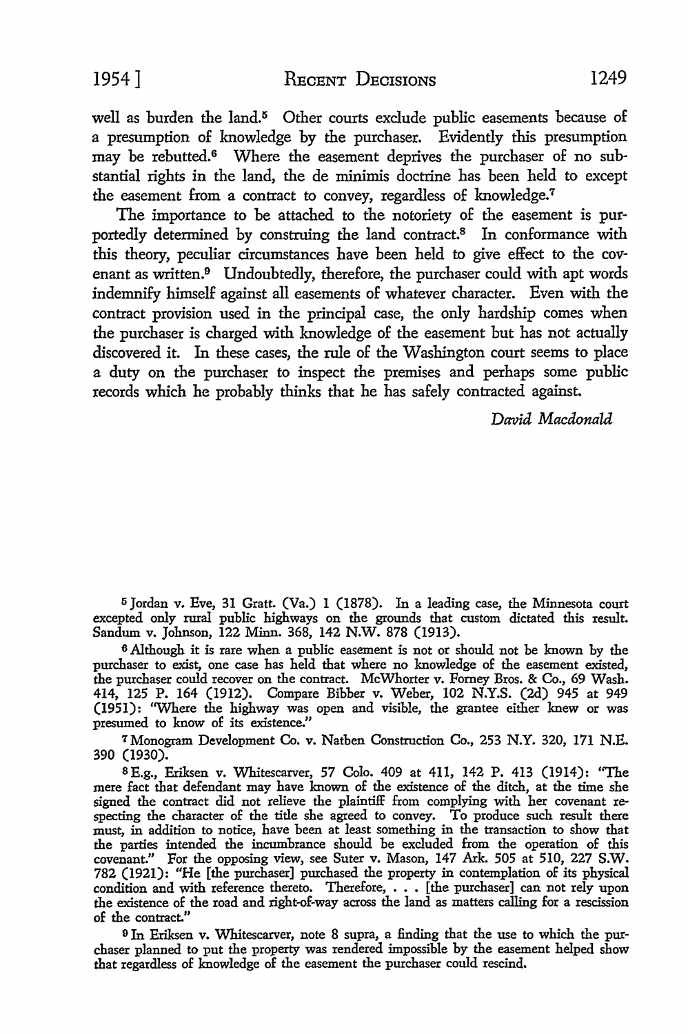well as burden the land.[5] Other courts exclude public easements because of a presumption of knowledge by the purchaser. Evidently this presumption may be rebutted.[6] Where the easement deprives the purchaser of no substantial rights in the land, the de minimis doctrine has been held to except the easement from a contract to convey, regardless of knowledge.[7]

The importance to be attached to the notoriety of the easement is purportedly determined by construing the land contract.[8] In conformance with this theory, peculiar circumstances have been held to give effect to the covenant as written.[9] Undoubtedly, therefore, the purchaser could with apt words indemnify himself against all easements of whatever character. Even with the contract provision used in the principal case, the only hardship comes when the purchaser is charged with knowledge of the easement but has not actually discovered it. In these cases, the rule of the Washington court seems to place a duty on the purchaser to inspect the premises and perhaps some public records which he probably thinks that he has safely contracted against.

*David Macdonald*

---

[5] Jordan v. Eve, 31 Gratt. (Va.) 1 (1878). In a leading case, the Minnesota court excepted only rural public highways on the grounds that custom dictated this result. Sandum v. Johnson, 122 Minn. 368, 142 N.W. 878 (1913).

[6] Although it is rare when a public easement is not or should not be known by the purchaser to exist, one case has held that where no knowledge of the easement existed, the purchaser could recover on the contract. McWhorter v. Forney Bros. & Co., 69 Wash. 414, 125 P. 164 (1912). Compare Bibber v. Weber, 102 N.Y.S. (2d) 945 at 949 (1951): "Where the highway was open and visible, the grantee either knew or was presumed to know of its existence."

[7] Monogram Development Co. v. Natben Construction Co., 253 N.Y. 320, 171 N.E. 390 (1930).

[8] E.g., Eriksen v. Whitescarver, 57 Colo. 409 at 411, 142 P. 413 (1914): "The mere fact that defendant may have known of the existence of the ditch, at the time she signed the contract did not relieve the plaintiff from complying with her covenant respecting the character of the title she agreed to convey. To produce such result there must, in addition to notice, have been at least something in the transaction to show that the parties intended the incumbrance should be excluded from the operation of this covenant." For the opposing view, see Suter v. Mason, 147 Ark. 505 at 510, 227 S.W. 782 (1921): "He [the purchaser] purchased the property in contemplation of its physical condition and with reference thereto. Therefore, . . . [the purchaser] can not rely upon the existence of the road and right-of-way across the land as matters calling for a rescission of the contract."

[9] In Eriksen v. Whitescarver, note 8 supra, a finding that the use to which the purchaser planned to put the property was rendered impossible by the easement helped show that regardless of knowledge of the easement the purchaser could rescind.